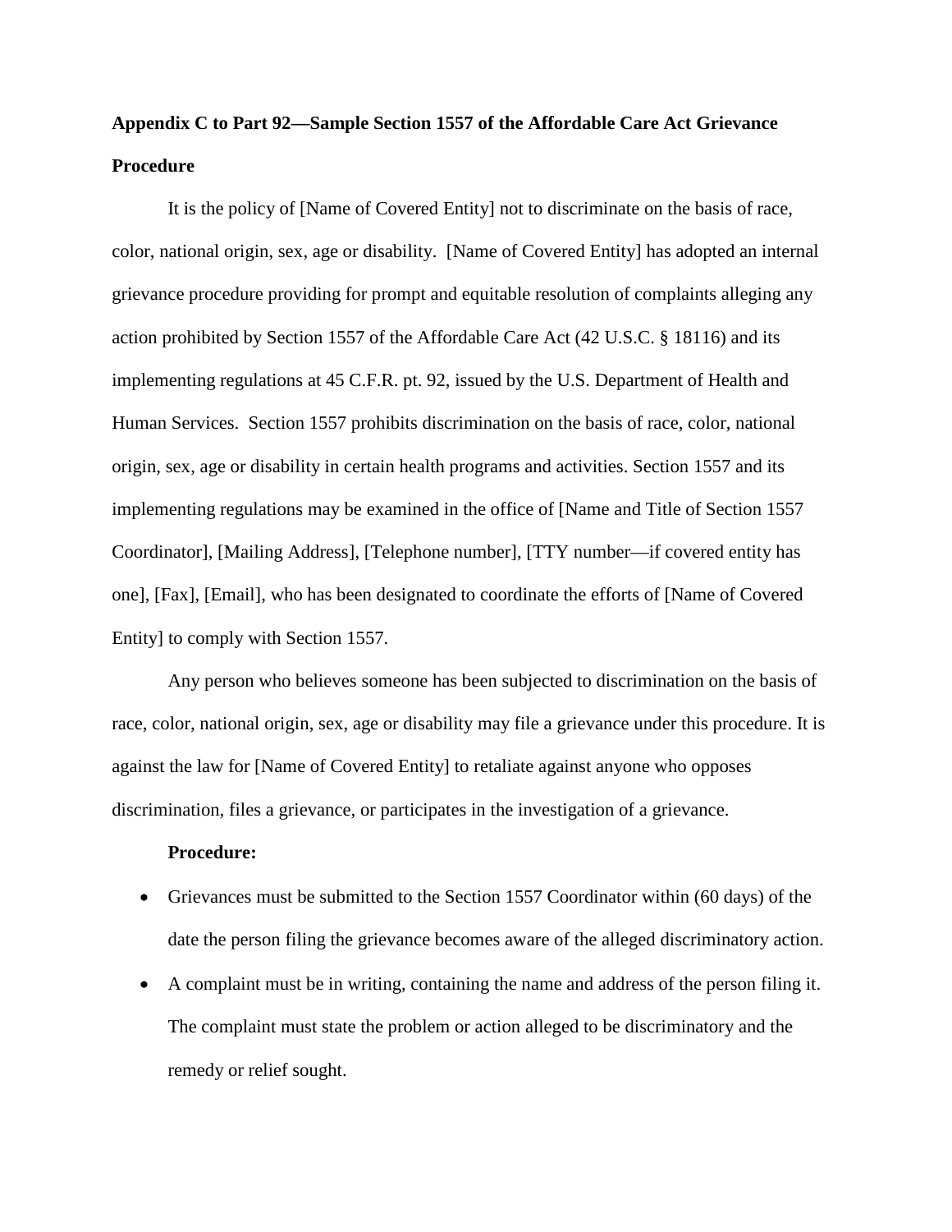**Appendix C to Part 92—Sample Section 1557 of the Affordable Care Act Grievance Procedure**

It is the policy of [Name of Covered Entity] not to discriminate on the basis of race, color, national origin, sex, age or disability. [Name of Covered Entity] has adopted an internal grievance procedure providing for prompt and equitable resolution of complaints alleging any action prohibited by Section 1557 of the Affordable Care Act (42 U.S.C. § 18116) and its implementing regulations at 45 C.F.R. pt. 92, issued by the U.S. Department of Health and Human Services. Section 1557 prohibits discrimination on the basis of race, color, national origin, sex, age or disability in certain health programs and activities. Section 1557 and its implementing regulations may be examined in the office of [Name and Title of Section 1557 Coordinator], [Mailing Address], [Telephone number], [TTY number—if covered entity has one], [Fax], [Email], who has been designated to coordinate the efforts of [Name of Covered Entity] to comply with Section 1557.

Any person who believes someone has been subjected to discrimination on the basis of race, color, national origin, sex, age or disability may file a grievance under this procedure. It is against the law for [Name of Covered Entity] to retaliate against anyone who opposes discrimination, files a grievance, or participates in the investigation of a grievance.

**Procedure:**

- Grievances must be submitted to the Section 1557 Coordinator within (60 days) of the date the person filing the grievance becomes aware of the alleged discriminatory action.
- A complaint must be in writing, containing the name and address of the person filing it. The complaint must state the problem or action alleged to be discriminatory and the remedy or relief sought.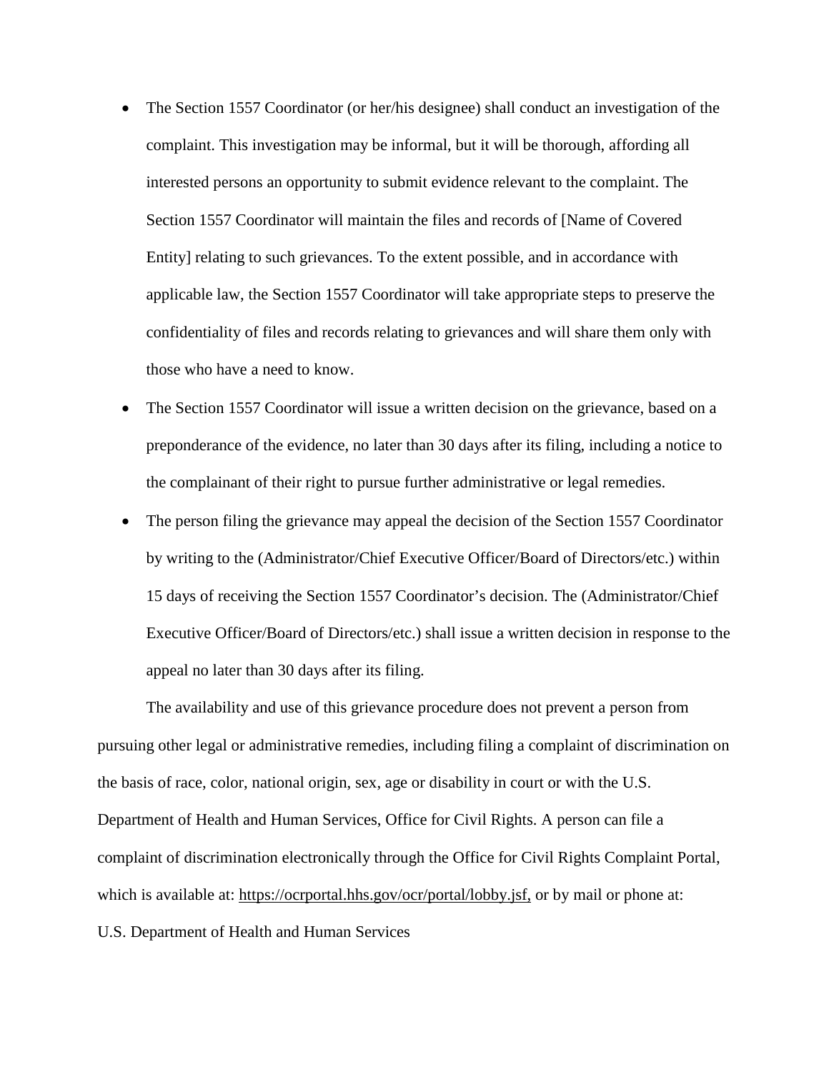- The Section 1557 Coordinator (or her/his designee) shall conduct an investigation of the complaint. This investigation may be informal, but it will be thorough, affording all interested persons an opportunity to submit evidence relevant to the complaint. The Section 1557 Coordinator will maintain the files and records of [Name of Covered Entity] relating to such grievances. To the extent possible, and in accordance with applicable law, the Section 1557 Coordinator will take appropriate steps to preserve the confidentiality of files and records relating to grievances and will share them only with those who have a need to know.
- The Section 1557 Coordinator will issue a written decision on the grievance, based on a preponderance of the evidence, no later than 30 days after its filing, including a notice to the complainant of their right to pursue further administrative or legal remedies.
- The person filing the grievance may appeal the decision of the Section 1557 Coordinator by writing to the (Administrator/Chief Executive Officer/Board of Directors/etc.) within 15 days of receiving the Section 1557 Coordinator's decision. The (Administrator/Chief Executive Officer/Board of Directors/etc.) shall issue a written decision in response to the appeal no later than 30 days after its filing.

The availability and use of this grievance procedure does not prevent a person from pursuing other legal or administrative remedies, including filing a complaint of discrimination on the basis of race, color, national origin, sex, age or disability in court or with the U.S. Department of Health and Human Services, Office for Civil Rights. A person can file a complaint of discrimination electronically through the Office for Civil Rights Complaint Portal, which is available at: https://ocrportal.hhs.gov/ocr/portal/lobby.jsf, or by mail or phone at:

U.S. Department of Health and Human Services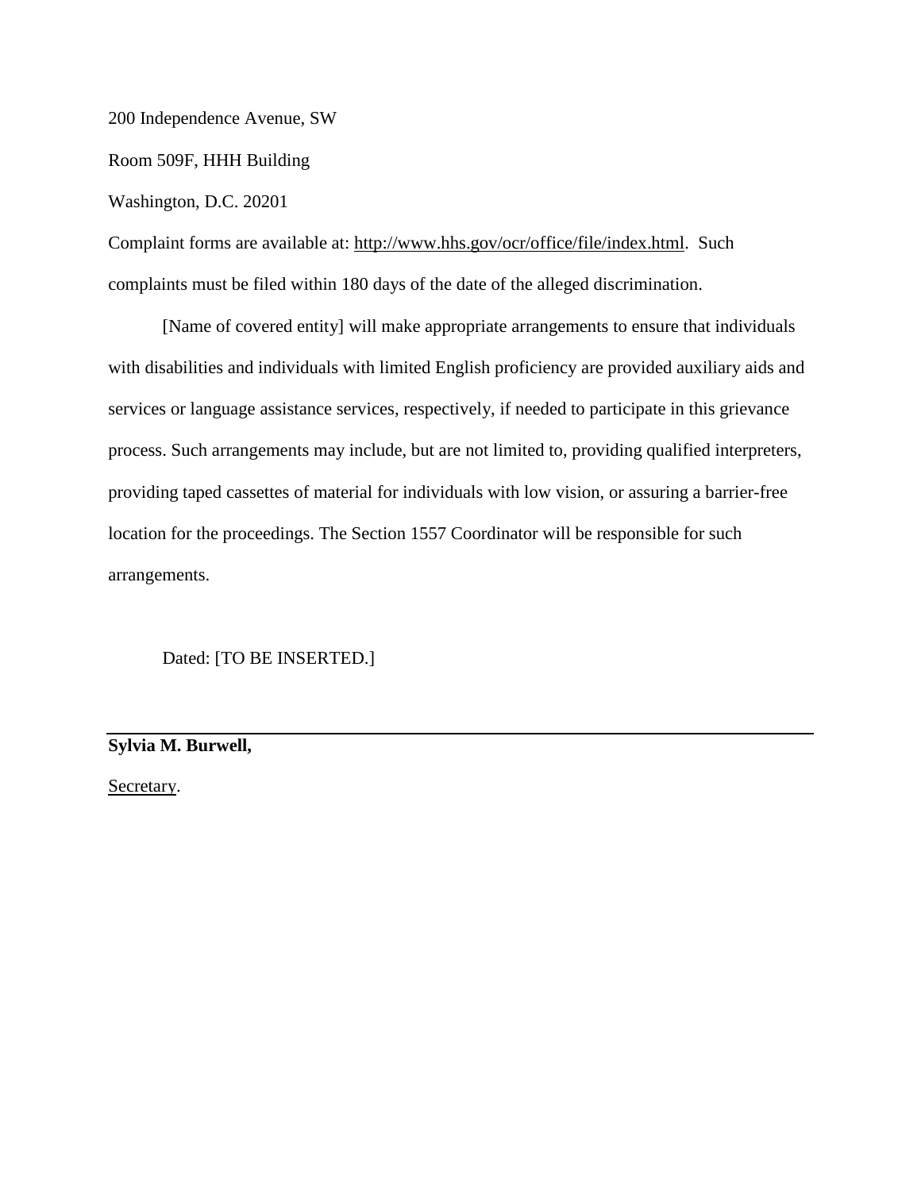200 Independence Avenue, SW

Room 509F, HHH Building

Washington, D.C. 20201

Complaint forms are available at: http://www.hhs.gov/ocr/office/file/index.html. Such complaints must be filed within 180 days of the date of the alleged discrimination.

[Name of covered entity] will make appropriate arrangements to ensure that individuals with disabilities and individuals with limited English proficiency are provided auxiliary aids and services or language assistance services, respectively, if needed to participate in this grievance process. Such arrangements may include, but are not limited to, providing qualified interpreters, providing taped cassettes of material for individuals with low vision, or assuring a barrier-free location for the proceedings. The Section 1557 Coordinator will be responsible for such arrangements.

Dated: [TO BE INSERTED.]

---

**Sylvia M. Burwell,**

Secretary.